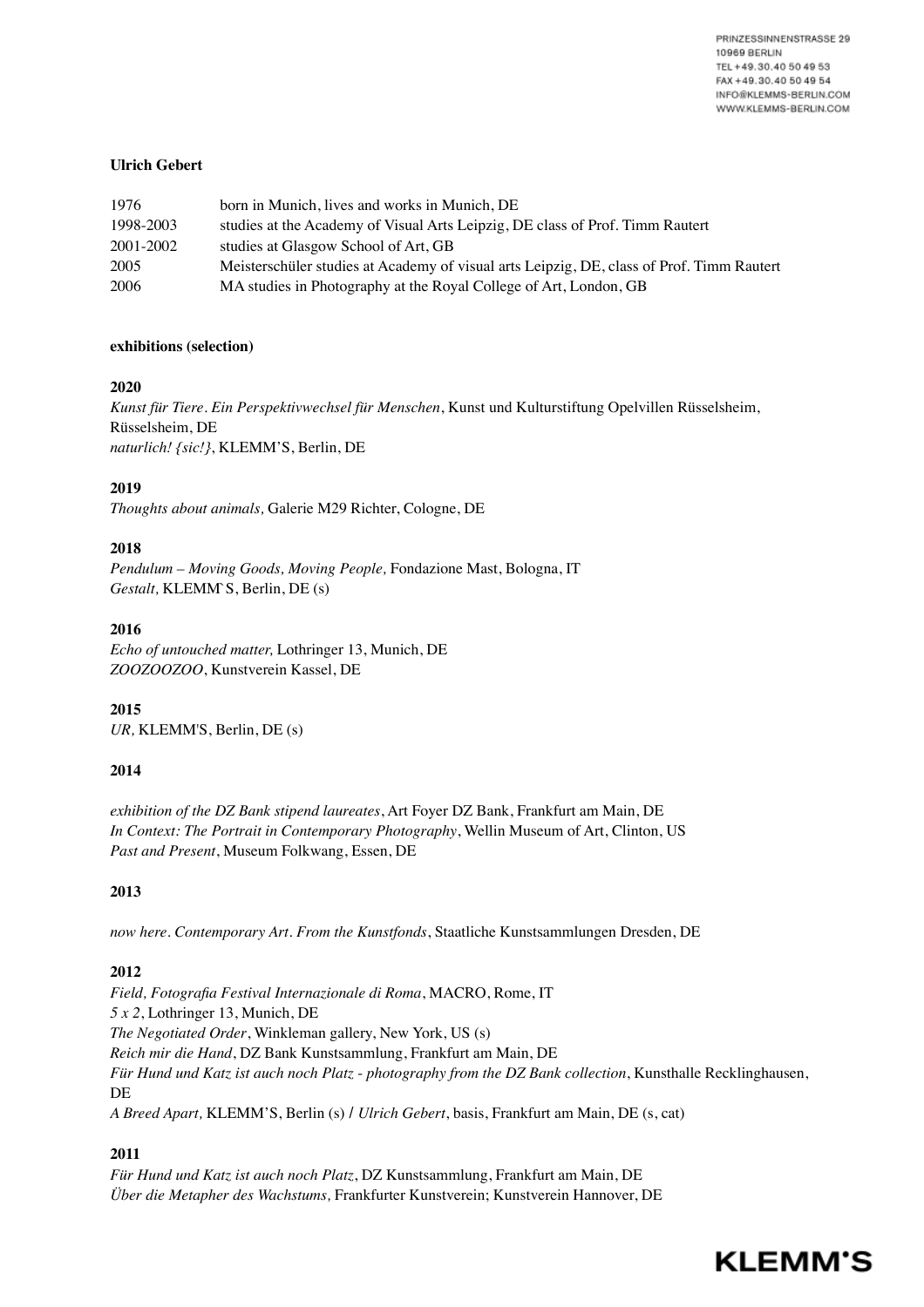PRINZESSINNENSTRASSE 29
10969 BERLIN
TEL +49.30.40 50 49 53
FAX +49.30.40 50 49 54
INFO@KLEMMS-BERLIN.COM
WWW.KLEMMS-BERLIN.COM

**Ulrich Gebert**

| | |
|---|---|
| 1976 | born in Munich, lives and works in Munich, DE |
| 1998-2003 | studies at the Academy of Visual Arts Leipzig, DE class of Prof. Timm Rautert |
| 2001-2002 | studies at Glasgow School of Art, GB |
| 2005 | Meisterschüler studies at Academy of visual arts Leipzig, DE, class of Prof. Timm Rautert |
| 2006 | MA studies in Photography at the Royal College of Art, London, GB |

**exhibitions (selection)**

**2020**

*Kunst für Tiere. Ein Perspektivwechsel für Menschen*, Kunst und Kulturstiftung Opelvillen Rüsselsheim, Rüsselsheim, DE
*naturlich! {sic!}*, KLEMM'S, Berlin, DE

**2019**

*Thoughts about animals,* Galerie M29 Richter, Cologne, DE

**2018**

*Pendulum – Moving Goods, Moving People,* Fondazione Mast, Bologna, IT
*Gestalt,* KLEMM`S, Berlin, DE (s)

**2016**

*Echo of untouched matter,* Lothringer 13, Munich, DE
*ZOOZOOZOO*, Kunstverein Kassel, DE

**2015**

*UR,* KLEMM'S, Berlin, DE (s)

**2014**

*exhibition of the DZ Bank stipend laureates*, Art Foyer DZ Bank, Frankfurt am Main, DE
*In Context: The Portrait in Contemporary Photography*, Wellin Museum of Art, Clinton, US
*Past and Present*, Museum Folkwang, Essen, DE

**2013**

*now here. Contemporary Art. From the Kunstfonds*, Staatliche Kunstsammlungen Dresden, DE

**2012**

*Field, Fotografia Festival Internazionale di Roma*, MACRO, Rome, IT
*5 x 2*, Lothringer 13, Munich, DE
*The Negotiated Order*, Winkleman gallery, New York, US (s)
*Reich mir die Hand*, DZ Bank Kunstsammlung, Frankfurt am Main, DE
*Für Hund und Katz ist auch noch Platz - photography from the DZ Bank collection*, Kunsthalle Recklinghausen, DE
*A Breed Apart,* KLEMM'S, Berlin (s) / *Ulrich Gebert*, basis, Frankfurt am Main, DE (s, cat)

**2011**

*Für Hund und Katz ist auch noch Platz*, DZ Kunstsammlung, Frankfurt am Main, DE
*Über die Metapher des Wachstums,* Frankfurter Kunstverein; Kunstverein Hannover, DE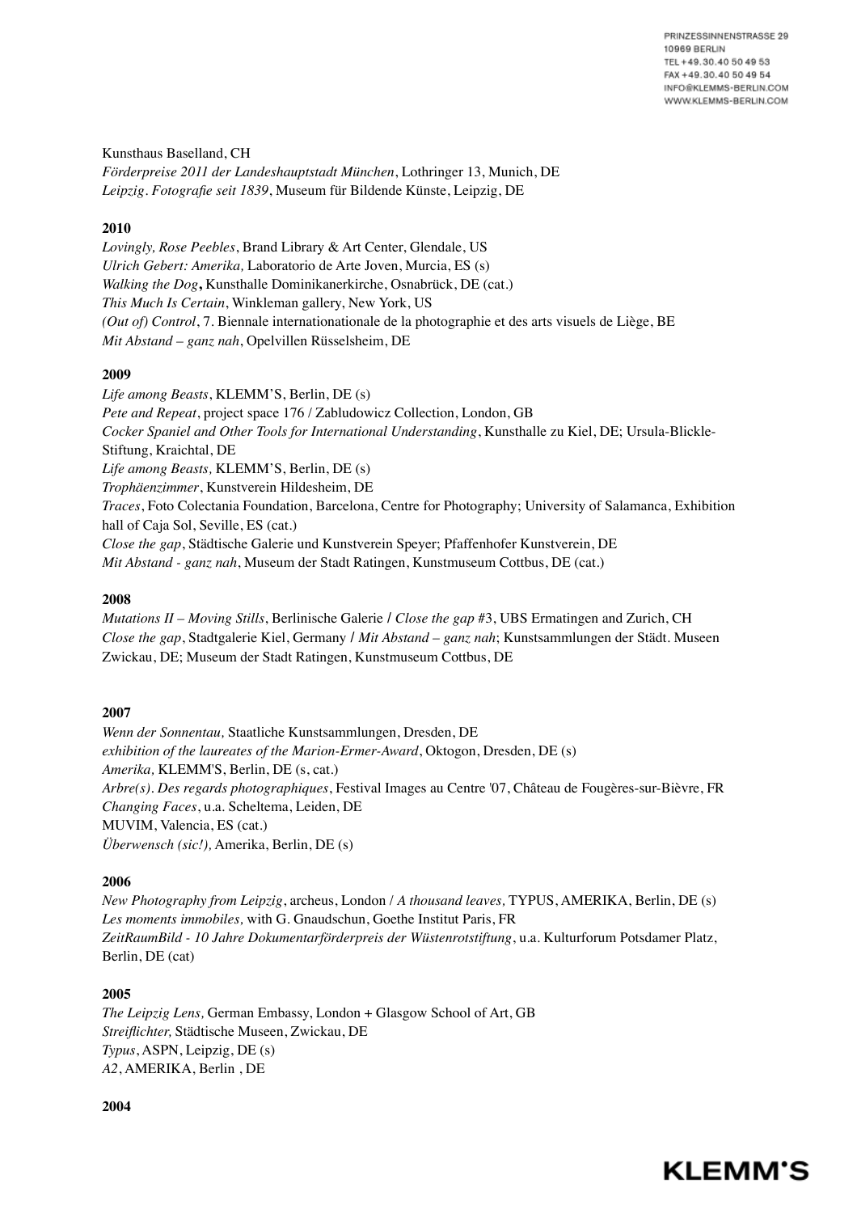Kunsthaus Baselland, CH
*Förderpreise 2011 der Landeshauptstadt München*, Lothringer 13, Munich, DE
*Leipzig. Fotografie seit 1839*, Museum für Bildende Künste, Leipzig, DE

**2010**

*Lovingly, Rose Peebles*, Brand Library & Art Center, Glendale, US
*Ulrich Gebert: Amerika,* Laboratorio de Arte Joven, Murcia, ES (s)
*Walking the Dog***,** Kunsthalle Dominikanerkirche, Osnabrück, DE (cat.)
*This Much Is Certain*, Winkleman gallery, New York, US
*(Out of) Control*, 7. Biennale internationationale de la photographie et des arts visuels de Liège, BE
*Mit Abstand – ganz nah*, Opelvillen Rüsselsheim, DE

**2009**

*Life among Beasts*, KLEMM'S, Berlin, DE (s)
*Pete and Repeat*, project space 176 / Zabludowicz Collection, London, GB
*Cocker Spaniel and Other Tools for International Understanding*, Kunsthalle zu Kiel, DE; Ursula-Blickle-Stiftung, Kraichtal, DE
*Life among Beasts,* KLEMM'S, Berlin, DE (s)
*Trophäenzimmer*, Kunstverein Hildesheim, DE
*Traces*, Foto Colectania Foundation, Barcelona, Centre for Photography; University of Salamanca, Exhibition hall of Caja Sol, Seville, ES (cat.)
*Close the gap*, Städtische Galerie und Kunstverein Speyer; Pfaffenhofer Kunstverein, DE
*Mit Abstand - ganz nah*, Museum der Stadt Ratingen, Kunstmuseum Cottbus, DE (cat.)

**2008**

*Mutations II – Moving Stills*, Berlinische Galerie / *Close the gap* #3, UBS Ermatingen and Zurich, CH
*Close the gap*, Stadtgalerie Kiel, Germany / *Mit Abstand – ganz nah*; Kunstsammlungen der Städt. Museen Zwickau, DE; Museum der Stadt Ratingen, Kunstmuseum Cottbus, DE

**2007**

*Wenn der Sonnentau,* Staatliche Kunstsammlungen, Dresden, DE
*exhibition of the laureates of the Marion-Ermer-Award*, Oktogon, Dresden, DE (s)
*Amerika,* KLEMM'S, Berlin, DE (s, cat.)
*Arbre(s). Des regards photographiques*, Festival Images au Centre '07, Château de Fougères-sur-Bièvre, FR
*Changing Faces*, u.a. Scheltema, Leiden, DE
MUVIM, Valencia, ES (cat.)
*Überwensch (sic!),* Amerika, Berlin, DE (s)

**2006**

*New Photography from Leipzig*, archeus, London / *A thousand leaves,* TYPUS, AMERIKA, Berlin, DE (s)
*Les moments immobiles,* with G. Gnaudschun, Goethe Institut Paris, FR
*ZeitRaumBild - 10 Jahre Dokumentarförderpreis der Wüstenrotstiftung*, u.a. Kulturforum Potsdamer Platz, Berlin, DE (cat)

**2005**

*The Leipzig Lens,* German Embassy, London + Glasgow School of Art, GB
*Streiflichter,* Städtische Museen, Zwickau, DE
*Typus*, ASPN, Leipzig, DE (s)
*A2*, AMERIKA, Berlin , DE

**2004**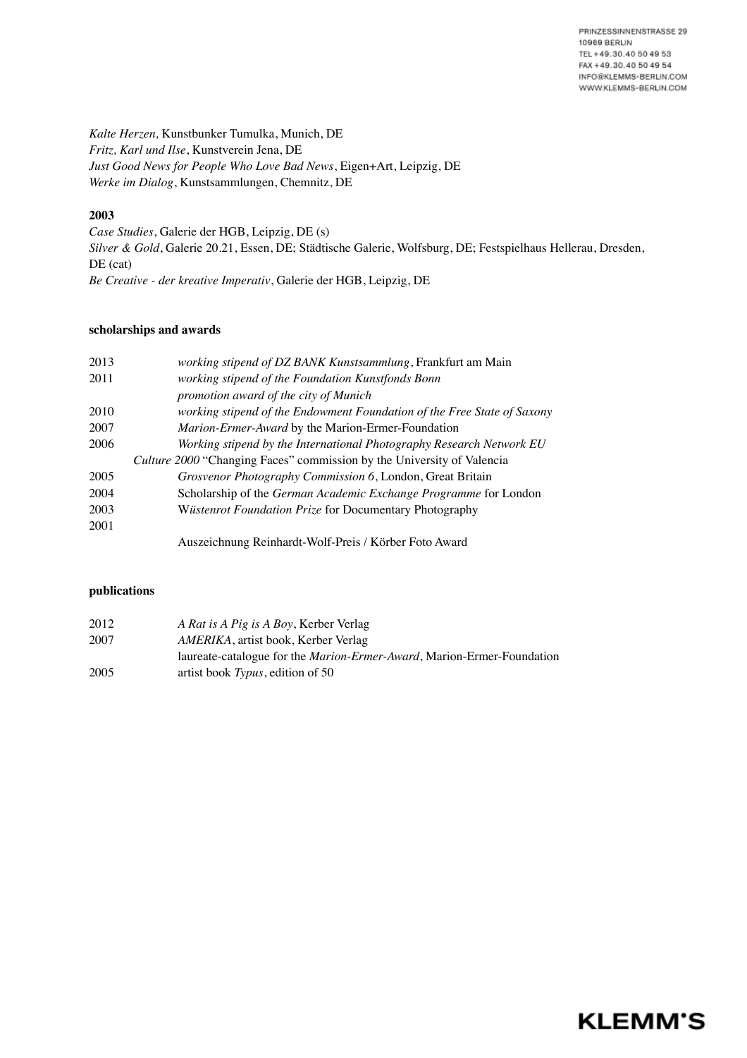*Kalte Herzen,* Kunstbunker Tumulka, Munich, DE
*Fritz, Karl und Ilse*, Kunstverein Jena, DE
*Just Good News for People Who Love Bad News*, Eigen+Art, Leipzig, DE
*Werke im Dialog*, Kunstsammlungen, Chemnitz, DE

**2003**

*Case Studies*, Galerie der HGB, Leipzig, DE (s)
*Silver & Gold*, Galerie 20.21, Essen, DE; Städtische Galerie, Wolfsburg, DE; Festspielhaus Hellerau, Dresden, DE (cat)
*Be Creative - der kreative Imperativ*, Galerie der HGB, Leipzig, DE

**scholarships and awards**

| | |
|---|---|
| 2013 | *working stipend of DZ BANK Kunstsammlung*, Frankfurt am Main |
| 2011 | *working stipend of the Foundation Kunstfonds Bonn* |
| | *promotion award of the city of Munich* |
| 2010 | *working stipend of the Endowment Foundation of the Free State of Saxony* |
| 2007 | *Marion-Ermer-Award* by the Marion-Ermer-Foundation |
| 2006 | *Working stipend by the International Photography Research Network EU* |
| | *Culture 2000* "Changing Faces" commission by the University of Valencia |
| 2005 | *Grosvenor Photography Commission 6*, London, Great Britain |
| 2004 | Scholarship of the *German Academic Exchange Programme* for London |
| 2003 | W*üstenrot Foundation Prize* for Documentary Photography |
| 2001 | |
| | Auszeichnung Reinhardt-Wolf-Preis / Körber Foto Award |

**publications**

| | |
|---|---|
| 2012 | *A Rat is A Pig is A Boy*, Kerber Verlag |
| 2007 | *AMERIKA*, artist book, Kerber Verlag |
| | laureate-catalogue for the *Marion-Ermer-Award*, Marion-Ermer-Foundation |
| 2005 | artist book *Typus*, edition of 50 |